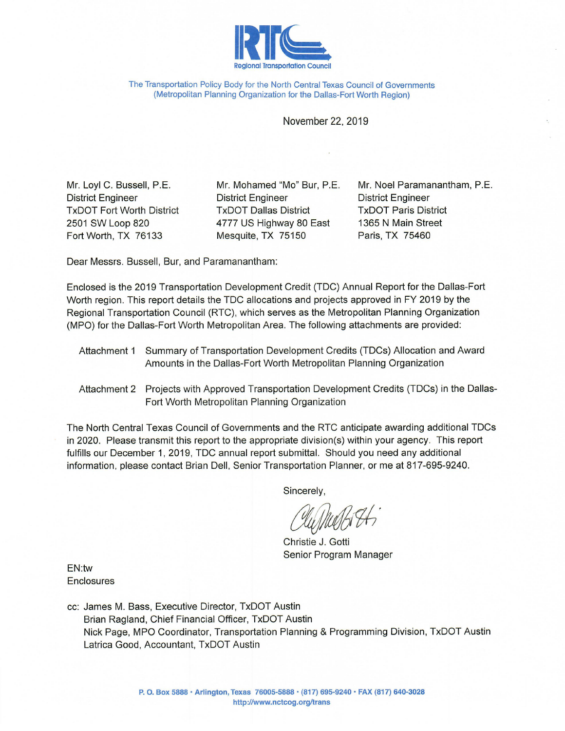Regional Transportation Council

The Transportation Policy Body for the North Central Texas Council of Governments
(Metropolitan Planning Organization for the Dallas-Fort Worth Region)

November 22, 2019

Mr. Loyl C. Bussell, P.E.
District Engineer
TxDOT Fort Worth District
2501 SW Loop 820
Fort Worth, TX 76133

Mr. Mohamed "Mo" Bur, P.E.
District Engineer
TxDOT Dallas District
4777 US Highway 80 East
Mesquite, TX 75150

Mr. Noel Paramanantham, P.E.
District Engineer
TxDOT Paris District
1365 N Main Street
Paris, TX 75460

Dear Messrs. Bussell, Bur, and Paramanantham:

Enclosed is the 2019 Transportation Development Credit (TDC) Annual Report for the Dallas-Fort Worth region. This report details the TDC allocations and projects approved in FY 2019 by the Regional Transportation Council (RTC), which serves as the Metropolitan Planning Organization (MPO) for the Dallas-Fort Worth Metropolitan Area. The following attachments are provided:

Attachment 1 Summary of Transportation Development Credits (TDCs) Allocation and Award Amounts in the Dallas-Fort Worth Metropolitan Planning Organization

Attachment 2 Projects with Approved Transportation Development Credits (TDCs) in the Dallas-Fort Worth Metropolitan Planning Organization

The North Central Texas Council of Governments and the RTC anticipate awarding additional TDCs in 2020. Please transmit this report to the appropriate division(s) within your agency. This report fulfills our December 1, 2019, TDC annual report submittal. Should you need any additional information, please contact Brian Dell, Senior Transportation Planner, or me at 817-695-9240.

Sincerely,

Christie J. Gotti
Senior Program Manager

EN:tw
Enclosures

cc: James M. Bass, Executive Director, TxDOT Austin
Brian Ragland, Chief Financial Officer, TxDOT Austin
Nick Page, MPO Coordinator, Transportation Planning & Programming Division, TxDOT Austin
Latrica Good, Accountant, TxDOT Austin

P. O. Box 5888 • Arlington, Texas 76005-5888 • (817) 695-9240 • FAX (817) 640-3028
http://www.nctcog.org/trans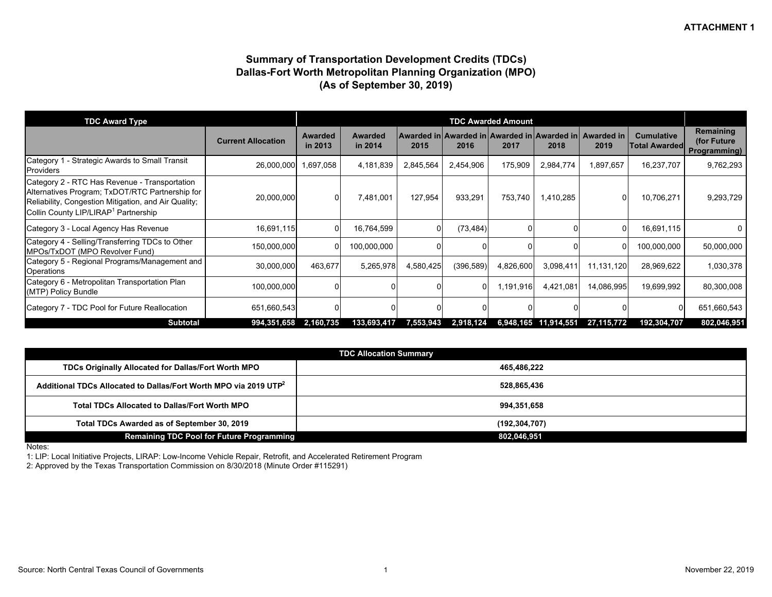**ATTACHMENT 1**

# Summary of Transportation Development Credits (TDCs)
## Dallas-Fort Worth Metropolitan Planning Organization (MPO)
## (As of September 30, 2019)

| TDC Award Type | | TDC Awarded Amount | | | | | | | | |
|---|---|---|---|---|---|---|---|---|---|---|
| | Current Allocation | Awarded in 2013 | Awarded in 2014 | Awarded in 2015 | Awarded in 2016 | Awarded in 2017 | Awarded in 2018 | Awarded in 2019 | Cumulative Total Awarded | Remaining (for Future Programming) |
| Category 1 - Strategic Awards to Small Transit Providers | 26,000,000 | 1,697,058 | 4,181,839 | 2,845,564 | 2,454,906 | 175,909 | 2,984,774 | 1,897,657 | 16,237,707 | 9,762,293 |
| Category 2 - RTC Has Revenue - Transportation Alternatives Program; TxDOT/RTC Partnership for Reliability, Congestion Mitigation, and Air Quality; Collin County LIP/LIRAP[1] Partnership | 20,000,000 | 0 | 7,481,001 | 127,954 | 933,291 | 753,740 | 1,410,285 | 0 | 10,706,271 | 9,293,729 |
| Category 3 - Local Agency Has Revenue | 16,691,115 | 0 | 16,764,599 | 0 | (73,484) | 0 | 0 | 0 | 16,691,115 | 0 |
| Category 4 - Selling/Transferring TDCs to Other MPOs/TxDOT (MPO Revolver Fund) | 150,000,000 | 0 | 100,000,000 | 0 | 0 | 0 | 0 | 0 | 100,000,000 | 50,000,000 |
| Category 5 - Regional Programs/Management and Operations | 30,000,000 | 463,677 | 5,265,978 | 4,580,425 | (396,589) | 4,826,600 | 3,098,411 | 11,131,120 | 28,969,622 | 1,030,378 |
| Category 6 - Metropolitan Transportation Plan (MTP) Policy Bundle | 100,000,000 | 0 | 0 | 0 | 0 | 1,191,916 | 4,421,081 | 14,086,995 | 19,699,992 | 80,300,008 |
| Category 7 - TDC Pool for Future Reallocation | 651,660,543 | 0 | 0 | 0 | 0 | 0 | 0 | 0 | 0 | 651,660,543 |
| **Subtotal** | **994,351,658** | **2,160,735** | **133,693,417** | **7,553,943** | **2,918,124** | **6,948,165** | **11,914,551** | **27,115,772** | **192,304,707** | **802,046,951** |

| TDC Allocation Summary | |
|---|---|
| **TDCs Originally Allocated for Dallas/Fort Worth MPO** | **465,486,222** |
| **Additional TDCs Allocated to Dallas/Fort Worth MPO via 2019 UTP[2]** | **528,865,436** |
| **Total TDCs Allocated to Dallas/Fort Worth MPO** | **994,351,658** |
| **Total TDCs Awarded as of September 30, 2019** | **(192,304,707)** |
| **Remaining TDC Pool for Future Programming** | **802,046,951** |

Notes:

1: LIP: Local Initiative Projects, LIRAP: Low-Income Vehicle Repair, Retrofit, and Accelerated Retirement Program

2: Approved by the Texas Transportation Commission on 8/30/2018 (Minute Order #115291)

Source: North Central Texas Council of Governments

November 22, 2019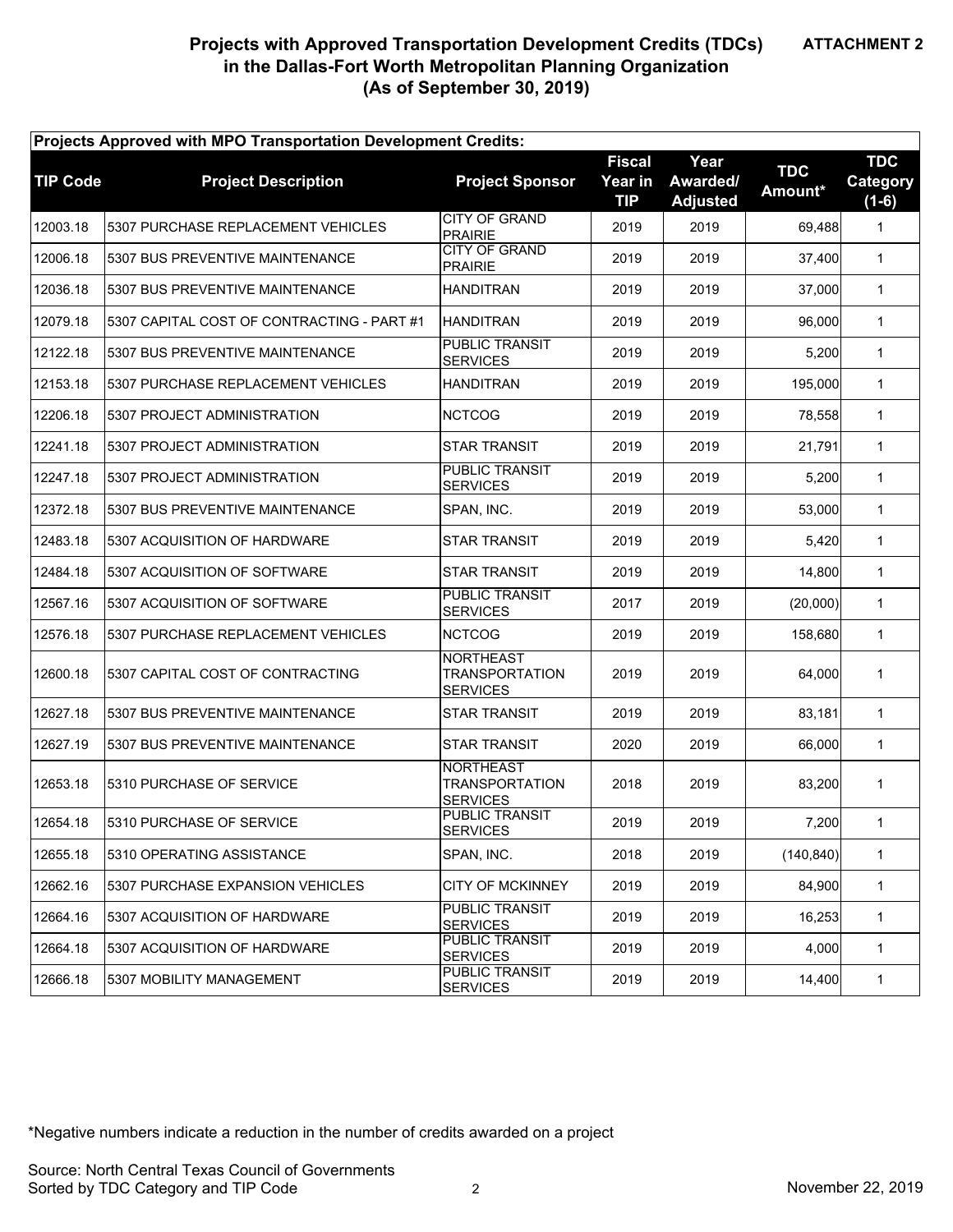**ATTACHMENT 2**

# Projects with Approved Transportation Development Credits (TDCs) in the Dallas-Fort Worth Metropolitan Planning Organization (As of September 30, 2019)

| Projects Approved with MPO Transportation Development Credits: | | | | | | |
|---|---|---|---|---|---|---|
| **TIP Code** | **Project Description** | **Project Sponsor** | **Fiscal Year in TIP** | **Year Awarded/ Adjusted** | **TDC Amount*** | **TDC Category (1-6)** |
| 12003.18 | 5307 PURCHASE REPLACEMENT VEHICLES | CITY OF GRAND PRAIRIE | 2019 | 2019 | 69,488 | 1 |
| 12006.18 | 5307 BUS PREVENTIVE MAINTENANCE | CITY OF GRAND PRAIRIE | 2019 | 2019 | 37,400 | 1 |
| 12036.18 | 5307 BUS PREVENTIVE MAINTENANCE | HANDITRAN | 2019 | 2019 | 37,000 | 1 |
| 12079.18 | 5307 CAPITAL COST OF CONTRACTING - PART #1 | HANDITRAN | 2019 | 2019 | 96,000 | 1 |
| 12122.18 | 5307 BUS PREVENTIVE MAINTENANCE | PUBLIC TRANSIT SERVICES | 2019 | 2019 | 5,200 | 1 |
| 12153.18 | 5307 PURCHASE REPLACEMENT VEHICLES | HANDITRAN | 2019 | 2019 | 195,000 | 1 |
| 12206.18 | 5307 PROJECT ADMINISTRATION | NCTCOG | 2019 | 2019 | 78,558 | 1 |
| 12241.18 | 5307 PROJECT ADMINISTRATION | STAR TRANSIT | 2019 | 2019 | 21,791 | 1 |
| 12247.18 | 5307 PROJECT ADMINISTRATION | PUBLIC TRANSIT SERVICES | 2019 | 2019 | 5,200 | 1 |
| 12372.18 | 5307 BUS PREVENTIVE MAINTENANCE | SPAN, INC. | 2019 | 2019 | 53,000 | 1 |
| 12483.18 | 5307 ACQUISITION OF HARDWARE | STAR TRANSIT | 2019 | 2019 | 5,420 | 1 |
| 12484.18 | 5307 ACQUISITION OF SOFTWARE | STAR TRANSIT | 2019 | 2019 | 14,800 | 1 |
| 12567.16 | 5307 ACQUISITION OF SOFTWARE | PUBLIC TRANSIT SERVICES | 2017 | 2019 | (20,000) | 1 |
| 12576.18 | 5307 PURCHASE REPLACEMENT VEHICLES | NCTCOG | 2019 | 2019 | 158,680 | 1 |
| 12600.18 | 5307 CAPITAL COST OF CONTRACTING | NORTHEAST TRANSPORTATION SERVICES | 2019 | 2019 | 64,000 | 1 |
| 12627.18 | 5307 BUS PREVENTIVE MAINTENANCE | STAR TRANSIT | 2019 | 2019 | 83,181 | 1 |
| 12627.19 | 5307 BUS PREVENTIVE MAINTENANCE | STAR TRANSIT | 2020 | 2019 | 66,000 | 1 |
| 12653.18 | 5310 PURCHASE OF SERVICE | NORTHEAST TRANSPORTATION SERVICES | 2018 | 2019 | 83,200 | 1 |
| 12654.18 | 5310 PURCHASE OF SERVICE | PUBLIC TRANSIT SERVICES | 2019 | 2019 | 7,200 | 1 |
| 12655.18 | 5310 OPERATING ASSISTANCE | SPAN, INC. | 2018 | 2019 | (140,840) | 1 |
| 12662.16 | 5307 PURCHASE EXPANSION VEHICLES | CITY OF MCKINNEY | 2019 | 2019 | 84,900 | 1 |
| 12664.16 | 5307 ACQUISITION OF HARDWARE | PUBLIC TRANSIT SERVICES | 2019 | 2019 | 16,253 | 1 |
| 12664.18 | 5307 ACQUISITION OF HARDWARE | PUBLIC TRANSIT SERVICES | 2019 | 2019 | 4,000 | 1 |
| 12666.18 | 5307 MOBILITY MANAGEMENT | PUBLIC TRANSIT SERVICES | 2019 | 2019 | 14,400 | 1 |

*Negative numbers indicate a reduction in the number of credits awarded on a project

Source: North Central Texas Council of Governments
Sorted by TDC Category and TIP Code

November 22, 2019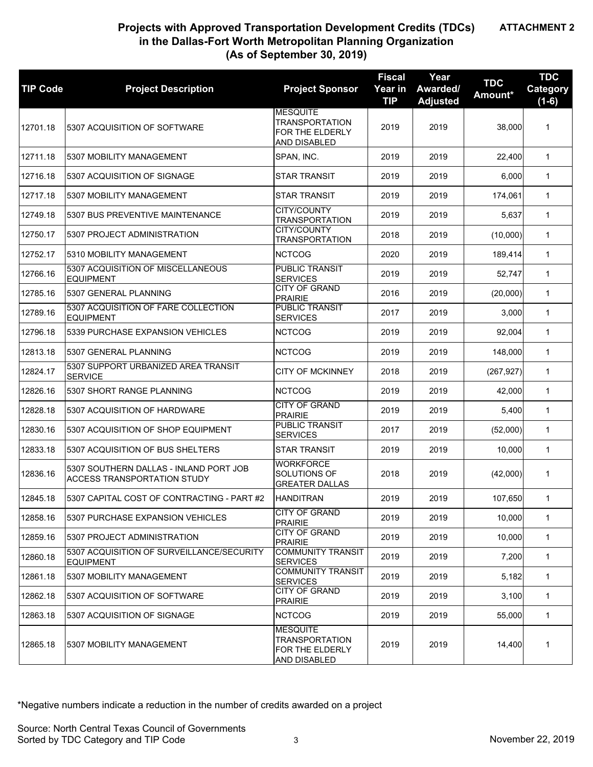**ATTACHMENT 2**

# Projects with Approved Transportation Development Credits (TDCs) in the Dallas-Fort Worth Metropolitan Planning Organization (As of September 30, 2019)

| TIP Code | Project Description | Project Sponsor | Fiscal Year in TIP | Year Awarded/ Adjusted | TDC Amount* | TDC Category (1-6) |
|---|---|---|---|---|---|---|
| 12701.18 | 5307 ACQUISITION OF SOFTWARE | MESQUITE TRANSPORTATION FOR THE ELDERLY AND DISABLED | 2019 | 2019 | 38,000 | 1 |
| 12711.18 | 5307 MOBILITY MANAGEMENT | SPAN, INC. | 2019 | 2019 | 22,400 | 1 |
| 12716.18 | 5307 ACQUISITION OF SIGNAGE | STAR TRANSIT | 2019 | 2019 | 6,000 | 1 |
| 12717.18 | 5307 MOBILITY MANAGEMENT | STAR TRANSIT | 2019 | 2019 | 174,061 | 1 |
| 12749.18 | 5307 BUS PREVENTIVE MAINTENANCE | CITY/COUNTY TRANSPORTATION | 2019 | 2019 | 5,637 | 1 |
| 12750.17 | 5307 PROJECT ADMINISTRATION | CITY/COUNTY TRANSPORTATION | 2018 | 2019 | (10,000) | 1 |
| 12752.17 | 5310 MOBILITY MANAGEMENT | NCTCOG | 2020 | 2019 | 189,414 | 1 |
| 12766.16 | 5307 ACQUISITION OF MISCELLANEOUS EQUIPMENT | PUBLIC TRANSIT SERVICES | 2019 | 2019 | 52,747 | 1 |
| 12785.16 | 5307 GENERAL PLANNING | CITY OF GRAND PRAIRIE | 2016 | 2019 | (20,000) | 1 |
| 12789.16 | 5307 ACQUISITION OF FARE COLLECTION EQUIPMENT | PUBLIC TRANSIT SERVICES | 2017 | 2019 | 3,000 | 1 |
| 12796.18 | 5339 PURCHASE EXPANSION VEHICLES | NCTCOG | 2019 | 2019 | 92,004 | 1 |
| 12813.18 | 5307 GENERAL PLANNING | NCTCOG | 2019 | 2019 | 148,000 | 1 |
| 12824.17 | 5307 SUPPORT URBANIZED AREA TRANSIT SERVICE | CITY OF MCKINNEY | 2018 | 2019 | (267,927) | 1 |
| 12826.16 | 5307 SHORT RANGE PLANNING | NCTCOG | 2019 | 2019 | 42,000 | 1 |
| 12828.18 | 5307 ACQUISITION OF HARDWARE | CITY OF GRAND PRAIRIE | 2019 | 2019 | 5,400 | 1 |
| 12830.16 | 5307 ACQUISITION OF SHOP EQUIPMENT | PUBLIC TRANSIT SERVICES | 2017 | 2019 | (52,000) | 1 |
| 12833.18 | 5307 ACQUISITION OF BUS SHELTERS | STAR TRANSIT | 2019 | 2019 | 10,000 | 1 |
| 12836.16 | 5307 SOUTHERN DALLAS - INLAND PORT JOB ACCESS TRANSPORTATION STUDY | WORKFORCE SOLUTIONS OF GREATER DALLAS | 2018 | 2019 | (42,000) | 1 |
| 12845.18 | 5307 CAPITAL COST OF CONTRACTING - PART #2 | HANDITRAN | 2019 | 2019 | 107,650 | 1 |
| 12858.16 | 5307 PURCHASE EXPANSION VEHICLES | CITY OF GRAND PRAIRIE | 2019 | 2019 | 10,000 | 1 |
| 12859.16 | 5307 PROJECT ADMINISTRATION | CITY OF GRAND PRAIRIE | 2019 | 2019 | 10,000 | 1 |
| 12860.18 | 5307 ACQUISITION OF SURVEILLANCE/SECURITY EQUIPMENT | COMMUNITY TRANSIT SERVICES | 2019 | 2019 | 7,200 | 1 |
| 12861.18 | 5307 MOBILITY MANAGEMENT | COMMUNITY TRANSIT SERVICES | 2019 | 2019 | 5,182 | 1 |
| 12862.18 | 5307 ACQUISITION OF SOFTWARE | CITY OF GRAND PRAIRIE | 2019 | 2019 | 3,100 | 1 |
| 12863.18 | 5307 ACQUISITION OF SIGNAGE | NCTCOG | 2019 | 2019 | 55,000 | 1 |
| 12865.18 | 5307 MOBILITY MANAGEMENT | MESQUITE TRANSPORTATION FOR THE ELDERLY AND DISABLED | 2019 | 2019 | 14,400 | 1 |

*Negative numbers indicate a reduction in the number of credits awarded on a project

Source: North Central Texas Council of Governments
Sorted by TDC Category and TIP Code

November 22, 2019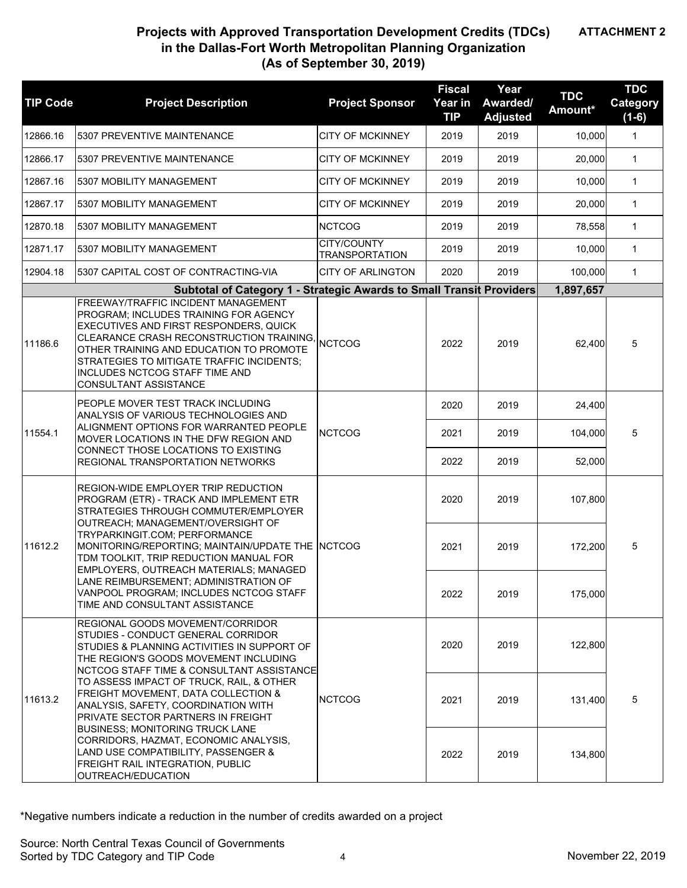**ATTACHMENT 2**

## Projects with Approved Transportation Development Credits (TDCs) in the Dallas-Fort Worth Metropolitan Planning Organization (As of September 30, 2019)

| TIP Code | Project Description | Project Sponsor | Fiscal Year in TIP | Year Awarded/ Adjusted | TDC Amount* | TDC Category (1-6) |
|---|---|---|---|---|---|---|
| 12866.16 | 5307 PREVENTIVE MAINTENANCE | CITY OF MCKINNEY | 2019 | 2019 | 10,000 | 1 |
| 12866.17 | 5307 PREVENTIVE MAINTENANCE | CITY OF MCKINNEY | 2019 | 2019 | 20,000 | 1 |
| 12867.16 | 5307 MOBILITY MANAGEMENT | CITY OF MCKINNEY | 2019 | 2019 | 10,000 | 1 |
| 12867.17 | 5307 MOBILITY MANAGEMENT | CITY OF MCKINNEY | 2019 | 2019 | 20,000 | 1 |
| 12870.18 | 5307 MOBILITY MANAGEMENT | NCTCOG | 2019 | 2019 | 78,558 | 1 |
| 12871.17 | 5307 MOBILITY MANAGEMENT | CITY/COUNTY TRANSPORTATION | 2019 | 2019 | 10,000 | 1 |
| 12904.18 | 5307 CAPITAL COST OF CONTRACTING-VIA | CITY OF ARLINGTON | 2020 | 2019 | 100,000 | 1 |
| | **Subtotal of Category 1 - Strategic Awards to Small Transit Providers** | | | | **1,897,657** | |
| 11186.6 | FREEWAY/TRAFFIC INCIDENT MANAGEMENT PROGRAM; INCLUDES TRAINING FOR AGENCY EXECUTIVES AND FIRST RESPONDERS, QUICK CLEARANCE CRASH RECONSTRUCTION TRAINING, OTHER TRAINING AND EDUCATION TO PROMOTE STRATEGIES TO MITIGATE TRAFFIC INCIDENTS; INCLUDES NCTCOG STAFF TIME AND CONSULTANT ASSISTANCE | NCTCOG | 2022 | 2019 | 62,400 | 5 |
| 11554.1 | PEOPLE MOVER TEST TRACK INCLUDING ANALYSIS OF VARIOUS TECHNOLOGIES AND ALIGNMENT OPTIONS FOR WARRANTED PEOPLE MOVER LOCATIONS IN THE DFW REGION AND CONNECT THOSE LOCATIONS TO EXISTING REGIONAL TRANSPORTATION NETWORKS | NCTCOG | 2020 | 2019 | 24,400 | 5 |
| | | | 2021 | 2019 | 104,000 | |
| | | | 2022 | 2019 | 52,000 | |
| 11612.2 | REGION-WIDE EMPLOYER TRIP REDUCTION PROGRAM (ETR) - TRACK AND IMPLEMENT ETR STRATEGIES THROUGH COMMUTER/EMPLOYER OUTREACH; MANAGEMENT/OVERSIGHT OF TRYPARKINGIT.COM; PERFORMANCE MONITORING/REPORTING; MAINTAIN/UPDATE THE TDM TOOLKIT, TRIP REDUCTION MANUAL FOR EMPLOYERS, OUTREACH MATERIALS; MANAGED LANE REIMBURSEMENT; ADMINISTRATION OF VANPOOL PROGRAM; INCLUDES NCTCOG STAFF TIME AND CONSULTANT ASSISTANCE | NCTCOG | 2020 | 2019 | 107,800 | 5 |
| | | | 2021 | 2019 | 172,200 | |
| | | | 2022 | 2019 | 175,000 | |
| 11613.2 | REGIONAL GOODS MOVEMENT/CORRIDOR STUDIES - CONDUCT GENERAL CORRIDOR STUDIES & PLANNING ACTIVITIES IN SUPPORT OF THE REGION'S GOODS MOVEMENT INCLUDING NCTCOG STAFF TIME & CONSULTANT ASSISTANCE TO ASSESS IMPACT OF TRUCK, RAIL, & OTHER FREIGHT MOVEMENT, DATA COLLECTION & ANALYSIS, SAFETY, COORDINATION WITH PRIVATE SECTOR PARTNERS IN FREIGHT BUSINESS; MONITORING TRUCK LANE CORRIDORS, HAZMAT, ECONOMIC ANALYSIS, LAND USE COMPATIBILITY, PASSENGER & FREIGHT RAIL INTEGRATION, PUBLIC OUTREACH/EDUCATION | NCTCOG | 2020 | 2019 | 122,800 | 5 |
| | | | 2021 | 2019 | 131,400 | |
| | | | 2022 | 2019 | 134,800 | |

*Negative numbers indicate a reduction in the number of credits awarded on a project

Source: North Central Texas Council of Governments
Sorted by TDC Category and TIP Code

November 22, 2019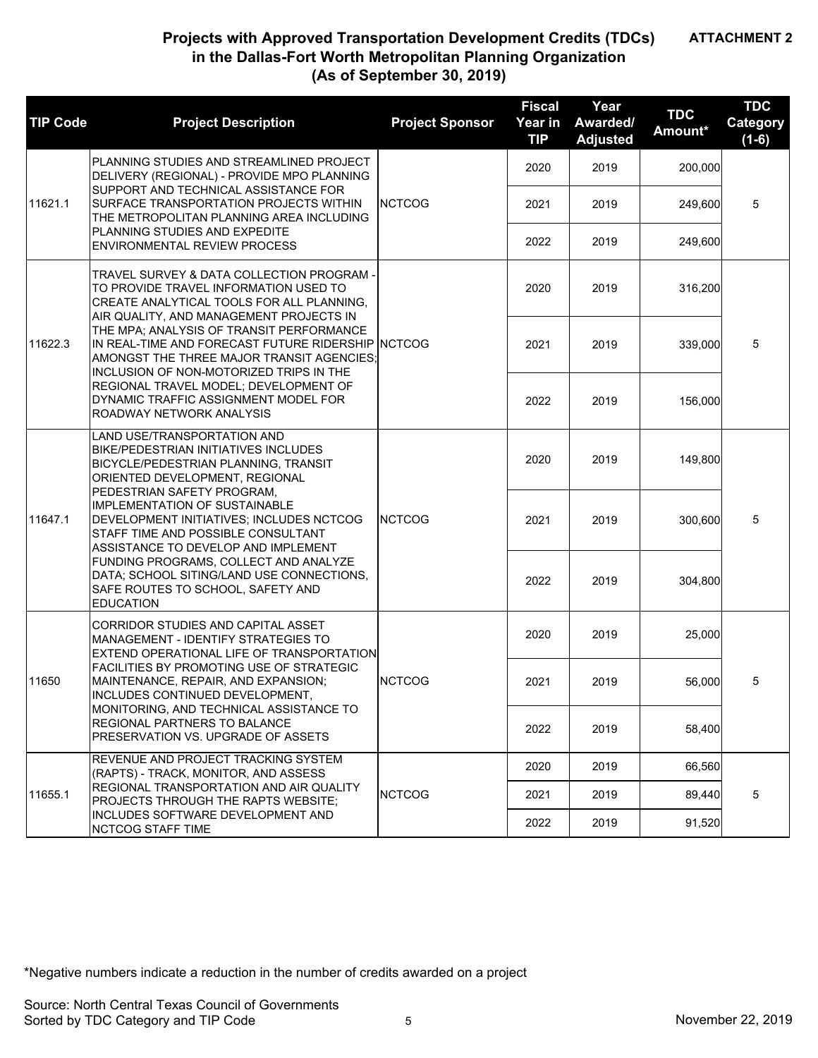# Projects with Approved Transportation Development Credits (TDCs) in the Dallas-Fort Worth Metropolitan Planning Organization (As of September 30, 2019)

**ATTACHMENT 2**

| TIP Code | Project Description | Project Sponsor | Fiscal Year in TIP | Year Awarded/ Adjusted | TDC Amount* | TDC Category (1-6) |
|---|---|---|---|---|---|---|
| 11621.1 | PLANNING STUDIES AND STREAMLINED PROJECT DELIVERY (REGIONAL) - PROVIDE MPO PLANNING SUPPORT AND TECHNICAL ASSISTANCE FOR SURFACE TRANSPORTATION PROJECTS WITHIN THE METROPOLITAN PLANNING AREA INCLUDING PLANNING STUDIES AND EXPEDITE ENVIRONMENTAL REVIEW PROCESS | NCTCOG | 2020 | 2019 | 200,000 | 5 |
| | | | 2021 | 2019 | 249,600 | |
| | | | 2022 | 2019 | 249,600 | |
| 11622.3 | TRAVEL SURVEY & DATA COLLECTION PROGRAM - TO PROVIDE TRAVEL INFORMATION USED TO CREATE ANALYTICAL TOOLS FOR ALL PLANNING, AIR QUALITY, AND MANAGEMENT PROJECTS IN THE MPA; ANALYSIS OF TRANSIT PERFORMANCE IN REAL-TIME AND FORECAST FUTURE RIDERSHIP AMONGST THE THREE MAJOR TRANSIT AGENCIES; INCLUSION OF NON-MOTORIZED TRIPS IN THE REGIONAL TRAVEL MODEL; DEVELOPMENT OF DYNAMIC TRAFFIC ASSIGNMENT MODEL FOR ROADWAY NETWORK ANALYSIS | NCTCOG | 2020 | 2019 | 316,200 | 5 |
| | | | 2021 | 2019 | 339,000 | |
| | | | 2022 | 2019 | 156,000 | |
| 11647.1 | LAND USE/TRANSPORTATION AND BIKE/PEDESTRIAN INITIATIVES INCLUDES BICYCLE/PEDESTRIAN PLANNING, TRANSIT ORIENTED DEVELOPMENT, REGIONAL PEDESTRIAN SAFETY PROGRAM, IMPLEMENTATION OF SUSTAINABLE DEVELOPMENT INITIATIVES; INCLUDES NCTCOG STAFF TIME AND POSSIBLE CONSULTANT ASSISTANCE TO DEVELOP AND IMPLEMENT FUNDING PROGRAMS, COLLECT AND ANALYZE DATA; SCHOOL SITING/LAND USE CONNECTIONS, SAFE ROUTES TO SCHOOL, SAFETY AND EDUCATION | NCTCOG | 2020 | 2019 | 149,800 | 5 |
| | | | 2021 | 2019 | 300,600 | |
| | | | 2022 | 2019 | 304,800 | |
| 11650 | CORRIDOR STUDIES AND CAPITAL ASSET MANAGEMENT - IDENTIFY STRATEGIES TO EXTEND OPERATIONAL LIFE OF TRANSPORTATION FACILITIES BY PROMOTING USE OF STRATEGIC MAINTENANCE, REPAIR, AND EXPANSION; INCLUDES CONTINUED DEVELOPMENT, MONITORING, AND TECHNICAL ASSISTANCE TO REGIONAL PARTNERS TO BALANCE PRESERVATION VS. UPGRADE OF ASSETS | NCTCOG | 2020 | 2019 | 25,000 | 5 |
| | | | 2021 | 2019 | 56,000 | |
| | | | 2022 | 2019 | 58,400 | |
| 11655.1 | REVENUE AND PROJECT TRACKING SYSTEM (RAPTS) - TRACK, MONITOR, AND ASSESS REGIONAL TRANSPORTATION AND AIR QUALITY PROJECTS THROUGH THE RAPTS WEBSITE; INCLUDES SOFTWARE DEVELOPMENT AND NCTCOG STAFF TIME | NCTCOG | 2020 | 2019 | 66,560 | 5 |
| | | | 2021 | 2019 | 89,440 | |
| | | | 2022 | 2019 | 91,520 | |

*Negative numbers indicate a reduction in the number of credits awarded on a project

Source: North Central Texas Council of Governments
Sorted by TDC Category and TIP Code

November 22, 2019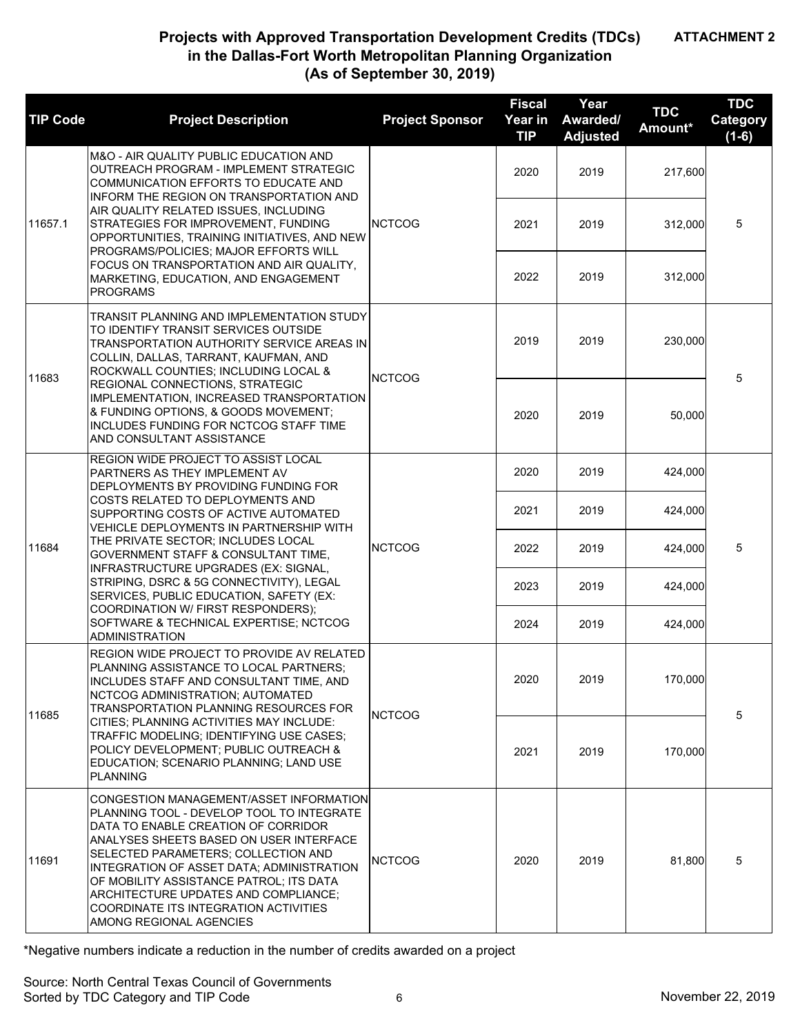**ATTACHMENT 2**

## Projects with Approved Transportation Development Credits (TDCs) in the Dallas-Fort Worth Metropolitan Planning Organization (As of September 30, 2019)

| TIP Code | Project Description | Project Sponsor | Fiscal Year in TIP | Year Awarded/ Adjusted | TDC Amount* | TDC Category (1-6) |
|---|---|---|---|---|---|---|
| 11657.1 | M&O - AIR QUALITY PUBLIC EDUCATION AND OUTREACH PROGRAM - IMPLEMENT STRATEGIC COMMUNICATION EFFORTS TO EDUCATE AND INFORM THE REGION ON TRANSPORTATION AND AIR QUALITY RELATED ISSUES, INCLUDING STRATEGIES FOR IMPROVEMENT, FUNDING OPPORTUNITIES, TRAINING INITIATIVES, AND NEW PROGRAMS/POLICIES; MAJOR EFFORTS WILL FOCUS ON TRANSPORTATION AND AIR QUALITY, MARKETING, EDUCATION, AND ENGAGEMENT PROGRAMS | NCTCOG | 2020 | 2019 | 217,600 | 5 |
| | | | 2021 | 2019 | 312,000 | |
| | | | 2022 | 2019 | 312,000 | |
| 11683 | TRANSIT PLANNING AND IMPLEMENTATION STUDY TO IDENTIFY TRANSIT SERVICES OUTSIDE TRANSPORTATION AUTHORITY SERVICE AREAS IN COLLIN, DALLAS, TARRANT, KAUFMAN, AND ROCKWALL COUNTIES; INCLUDING LOCAL & REGIONAL CONNECTIONS, STRATEGIC IMPLEMENTATION, INCREASED TRANSPORTATION & FUNDING OPTIONS, & GOODS MOVEMENT; INCLUDES FUNDING FOR NCTCOG STAFF TIME AND CONSULTANT ASSISTANCE | NCTCOG | 2019 | 2019 | 230,000 | 5 |
| | | | 2020 | 2019 | 50,000 | |
| 11684 | REGION WIDE PROJECT TO ASSIST LOCAL PARTNERS AS THEY IMPLEMENT AV DEPLOYMENTS BY PROVIDING FUNDING FOR COSTS RELATED TO DEPLOYMENTS AND SUPPORTING COSTS OF ACTIVE AUTOMATED VEHICLE DEPLOYMENTS IN PARTNERSHIP WITH THE PRIVATE SECTOR; INCLUDES LOCAL GOVERNMENT STAFF & CONSULTANT TIME, INFRASTRUCTURE UPGRADES (EX: SIGNAL, STRIPING, DSRC & 5G CONNECTIVITY), LEGAL SERVICES, PUBLIC EDUCATION, SAFETY (EX: COORDINATION W/ FIRST RESPONDERS); SOFTWARE & TECHNICAL EXPERTISE; NCTCOG ADMINISTRATION | NCTCOG | 2020 | 2019 | 424,000 | 5 |
| | | | 2021 | 2019 | 424,000 | |
| | | | 2022 | 2019 | 424,000 | |
| | | | 2023 | 2019 | 424,000 | |
| | | | 2024 | 2019 | 424,000 | |
| 11685 | REGION WIDE PROJECT TO PROVIDE AV RELATED PLANNING ASSISTANCE TO LOCAL PARTNERS; INCLUDES STAFF AND CONSULTANT TIME, AND NCTCOG ADMINISTRATION; AUTOMATED TRANSPORTATION PLANNING RESOURCES FOR CITIES; PLANNING ACTIVITIES MAY INCLUDE: TRAFFIC MODELING; IDENTIFYING USE CASES; POLICY DEVELOPMENT; PUBLIC OUTREACH & EDUCATION; SCENARIO PLANNING; LAND USE PLANNING | NCTCOG | 2020 | 2019 | 170,000 | 5 |
| | | | 2021 | 2019 | 170,000 | |
| 11691 | CONGESTION MANAGEMENT/ASSET INFORMATION PLANNING TOOL - DEVELOP TOOL TO INTEGRATE DATA TO ENABLE CREATION OF CORRIDOR ANALYSES SHEETS BASED ON USER INTERFACE SELECTED PARAMETERS; COLLECTION AND INTEGRATION OF ASSET DATA; ADMINISTRATION OF MOBILITY ASSISTANCE PATROL; ITS DATA ARCHITECTURE UPDATES AND COMPLIANCE; COORDINATE ITS INTEGRATION ACTIVITIES AMONG REGIONAL AGENCIES | NCTCOG | 2020 | 2019 | 81,800 | 5 |

*Negative numbers indicate a reduction in the number of credits awarded on a project

Source: North Central Texas Council of Governments
Sorted by TDC Category and TIP Code

November 22, 2019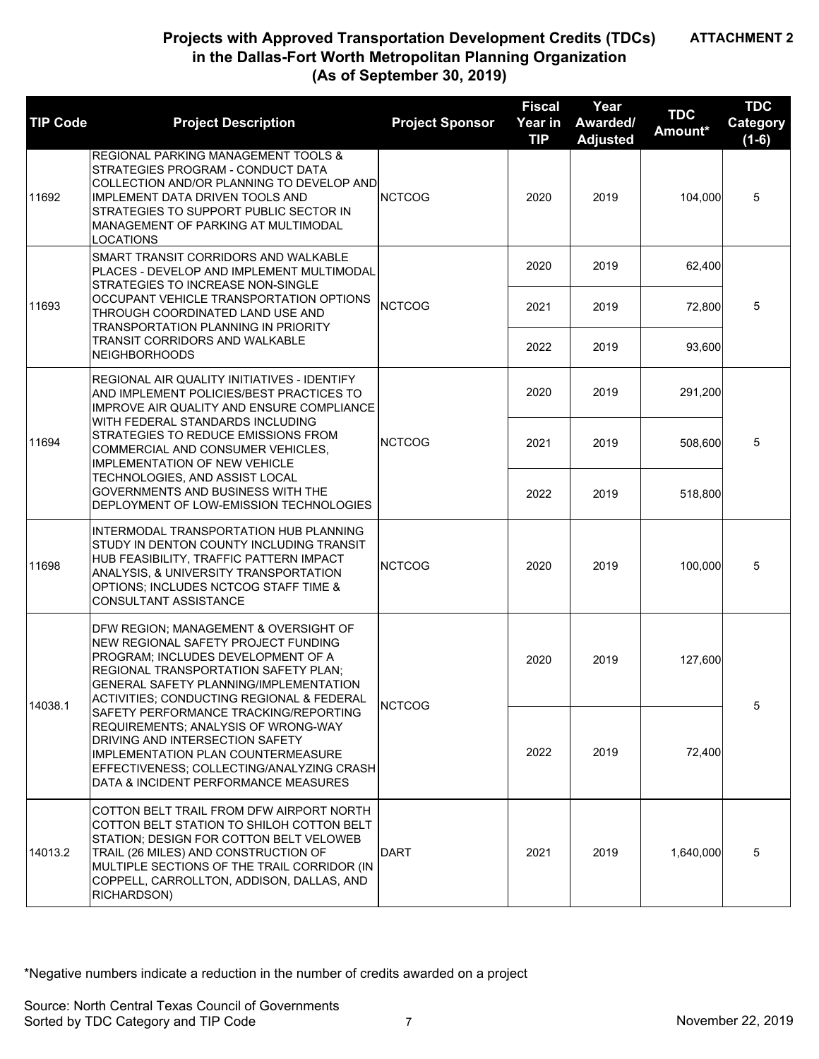**ATTACHMENT 2**

# Projects with Approved Transportation Development Credits (TDCs) in the Dallas-Fort Worth Metropolitan Planning Organization (As of September 30, 2019)

| TIP Code | Project Description | Project Sponsor | Fiscal Year in TIP | Year Awarded/ Adjusted | TDC Amount* | TDC Category (1-6) |
|---|---|---|---|---|---|---|
| 11692 | REGIONAL PARKING MANAGEMENT TOOLS & STRATEGIES PROGRAM - CONDUCT DATA COLLECTION AND/OR PLANNING TO DEVELOP AND IMPLEMENT DATA DRIVEN TOOLS AND STRATEGIES TO SUPPORT PUBLIC SECTOR IN MANAGEMENT OF PARKING AT MULTIMODAL LOCATIONS | NCTCOG | 2020 | 2019 | 104,000 | 5 |
| 11693 | SMART TRANSIT CORRIDORS AND WALKABLE PLACES - DEVELOP AND IMPLEMENT MULTIMODAL STRATEGIES TO INCREASE NON-SINGLE OCCUPANT VEHICLE TRANSPORTATION OPTIONS THROUGH COORDINATED LAND USE AND TRANSPORTATION PLANNING IN PRIORITY TRANSIT CORRIDORS AND WALKABLE NEIGHBORHOODS | NCTCOG | 2020 | 2019 | 62,400 | 5 |
| | | | 2021 | 2019 | 72,800 | |
| | | | 2022 | 2019 | 93,600 | |
| 11694 | REGIONAL AIR QUALITY INITIATIVES - IDENTIFY AND IMPLEMENT POLICIES/BEST PRACTICES TO IMPROVE AIR QUALITY AND ENSURE COMPLIANCE WITH FEDERAL STANDARDS INCLUDING STRATEGIES TO REDUCE EMISSIONS FROM COMMERCIAL AND CONSUMER VEHICLES, IMPLEMENTATION OF NEW VEHICLE TECHNOLOGIES, AND ASSIST LOCAL GOVERNMENTS AND BUSINESS WITH THE DEPLOYMENT OF LOW-EMISSION TECHNOLOGIES | NCTCOG | 2020 | 2019 | 291,200 | 5 |
| | | | 2021 | 2019 | 508,600 | |
| | | | 2022 | 2019 | 518,800 | |
| 11698 | INTERMODAL TRANSPORTATION HUB PLANNING STUDY IN DENTON COUNTY INCLUDING TRANSIT HUB FEASIBILITY, TRAFFIC PATTERN IMPACT ANALYSIS, & UNIVERSITY TRANSPORTATION OPTIONS; INCLUDES NCTCOG STAFF TIME & CONSULTANT ASSISTANCE | NCTCOG | 2020 | 2019 | 100,000 | 5 |
| 14038.1 | DFW REGION; MANAGEMENT & OVERSIGHT OF NEW REGIONAL SAFETY PROJECT FUNDING PROGRAM; INCLUDES DEVELOPMENT OF A REGIONAL TRANSPORTATION SAFETY PLAN; GENERAL SAFETY PLANNING/IMPLEMENTATION ACTIVITIES; CONDUCTING REGIONAL & FEDERAL SAFETY PERFORMANCE TRACKING/REPORTING REQUIREMENTS; ANALYSIS OF WRONG-WAY DRIVING AND INTERSECTION SAFETY IMPLEMENTATION PLAN COUNTERMEASURE EFFECTIVENESS; COLLECTING/ANALYZING CRASH DATA & INCIDENT PERFORMANCE MEASURES | NCTCOG | 2020 | 2019 | 127,600 | 5 |
| | | | 2022 | 2019 | 72,400 | |
| 14013.2 | COTTON BELT TRAIL FROM DFW AIRPORT NORTH COTTON BELT STATION TO SHILOH COTTON BELT STATION; DESIGN FOR COTTON BELT VELOWEB TRAIL (26 MILES) AND CONSTRUCTION OF MULTIPLE SECTIONS OF THE TRAIL CORRIDOR (IN COPPELL, CARROLLTON, ADDISON, DALLAS, AND RICHARDSON) | DART | 2021 | 2019 | 1,640,000 | 5 |

*Negative numbers indicate a reduction in the number of credits awarded on a project

Source: North Central Texas Council of Governments
Sorted by TDC Category and TIP Code

November 22, 2019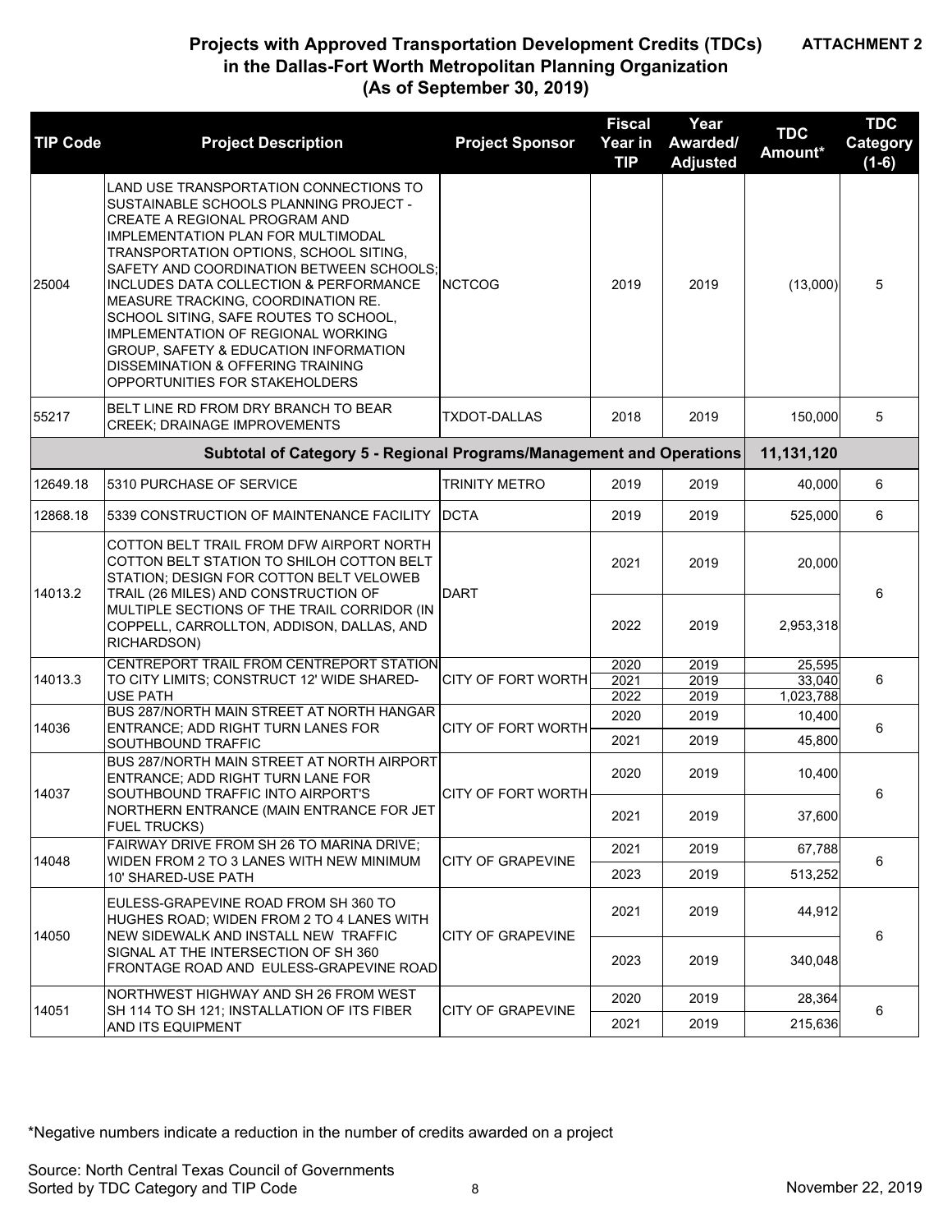**ATTACHMENT 2**

## Projects with Approved Transportation Development Credits (TDCs) in the Dallas-Fort Worth Metropolitan Planning Organization (As of September 30, 2019)

| TIP Code | Project Description | Project Sponsor | Fiscal Year in TIP | Year Awarded/ Adjusted | TDC Amount* | TDC Category (1-6) |
|---|---|---|---|---|---|---|
| 25004 | LAND USE TRANSPORTATION CONNECTIONS TO SUSTAINABLE SCHOOLS PLANNING PROJECT - CREATE A REGIONAL PROGRAM AND IMPLEMENTATION PLAN FOR MULTIMODAL TRANSPORTATION OPTIONS, SCHOOL SITING, SAFETY AND COORDINATION BETWEEN SCHOOLS; INCLUDES DATA COLLECTION & PERFORMANCE MEASURE TRACKING, COORDINATION RE. SCHOOL SITING, SAFE ROUTES TO SCHOOL, IMPLEMENTATION OF REGIONAL WORKING GROUP, SAFETY & EDUCATION INFORMATION DISSEMINATION & OFFERING TRAINING OPPORTUNITIES FOR STAKEHOLDERS | NCTCOG | 2019 | 2019 | (13,000) | 5 |
| 55217 | BELT LINE RD FROM DRY BRANCH TO BEAR CREEK; DRAINAGE IMPROVEMENTS | TXDOT-DALLAS | 2018 | 2019 | 150,000 | 5 |
| | **Subtotal of Category 5 - Regional Programs/Management and Operations** | | | | **11,131,120** | |
| 12649.18 | 5310 PURCHASE OF SERVICE | TRINITY METRO | 2019 | 2019 | 40,000 | 6 |
| 12868.18 | 5339 CONSTRUCTION OF MAINTENANCE FACILITY | DCTA | 2019 | 2019 | 525,000 | 6 |
| 14013.2 | COTTON BELT TRAIL FROM DFW AIRPORT NORTH COTTON BELT STATION TO SHILOH COTTON BELT STATION; DESIGN FOR COTTON BELT VELOWEB TRAIL (26 MILES) AND CONSTRUCTION OF MULTIPLE SECTIONS OF THE TRAIL CORRIDOR (IN COPPELL, CARROLLTON, ADDISON, DALLAS, AND RICHARDSON) | DART | 2021 | 2019 | 20,000 | 6 |
| | | | 2022 | 2019 | 2,953,318 | |
| 14013.3 | CENTREPORT TRAIL FROM CENTREPORT STATION TO CITY LIMITS; CONSTRUCT 12' WIDE SHARED-USE PATH | CITY OF FORT WORTH | 2020 | 2019 | 25,595 | 6 |
| | | | 2021 | 2019 | 33,040 | |
| | | | 2022 | 2019 | 1,023,788 | |
| 14036 | BUS 287/NORTH MAIN STREET AT NORTH HANGAR ENTRANCE; ADD RIGHT TURN LANES FOR SOUTHBOUND TRAFFIC | CITY OF FORT WORTH | 2020 | 2019 | 10,400 | 6 |
| | | | 2021 | 2019 | 45,800 | |
| 14037 | BUS 287/NORTH MAIN STREET AT NORTH AIRPORT ENTRANCE; ADD RIGHT TURN LANE FOR SOUTHBOUND TRAFFIC INTO AIRPORT'S NORTHERN ENTRANCE (MAIN ENTRANCE FOR JET FUEL TRUCKS) | CITY OF FORT WORTH | 2020 | 2019 | 10,400 | 6 |
| | | | 2021 | 2019 | 37,600 | |
| 14048 | FAIRWAY DRIVE FROM SH 26 TO MARINA DRIVE; WIDEN FROM 2 TO 3 LANES WITH NEW MINIMUM 10' SHARED-USE PATH | CITY OF GRAPEVINE | 2021 | 2019 | 67,788 | 6 |
| | | | 2023 | 2019 | 513,252 | |
| 14050 | EULESS-GRAPEVINE ROAD FROM SH 360 TO HUGHES ROAD; WIDEN FROM 2 TO 4 LANES WITH NEW SIDEWALK AND INSTALL NEW TRAFFIC SIGNAL AT THE INTERSECTION OF SH 360 FRONTAGE ROAD AND EULESS-GRAPEVINE ROAD | CITY OF GRAPEVINE | 2021 | 2019 | 44,912 | 6 |
| | | | 2023 | 2019 | 340,048 | |
| 14051 | NORTHWEST HIGHWAY AND SH 26 FROM WEST SH 114 TO SH 121; INSTALLATION OF ITS FIBER AND ITS EQUIPMENT | CITY OF GRAPEVINE | 2020 | 2019 | 28,364 | 6 |
| | | | 2021 | 2019 | 215,636 | |

*Negative numbers indicate a reduction in the number of credits awarded on a project

Source: North Central Texas Council of Governments
Sorted by TDC Category and TIP Code

November 22, 2019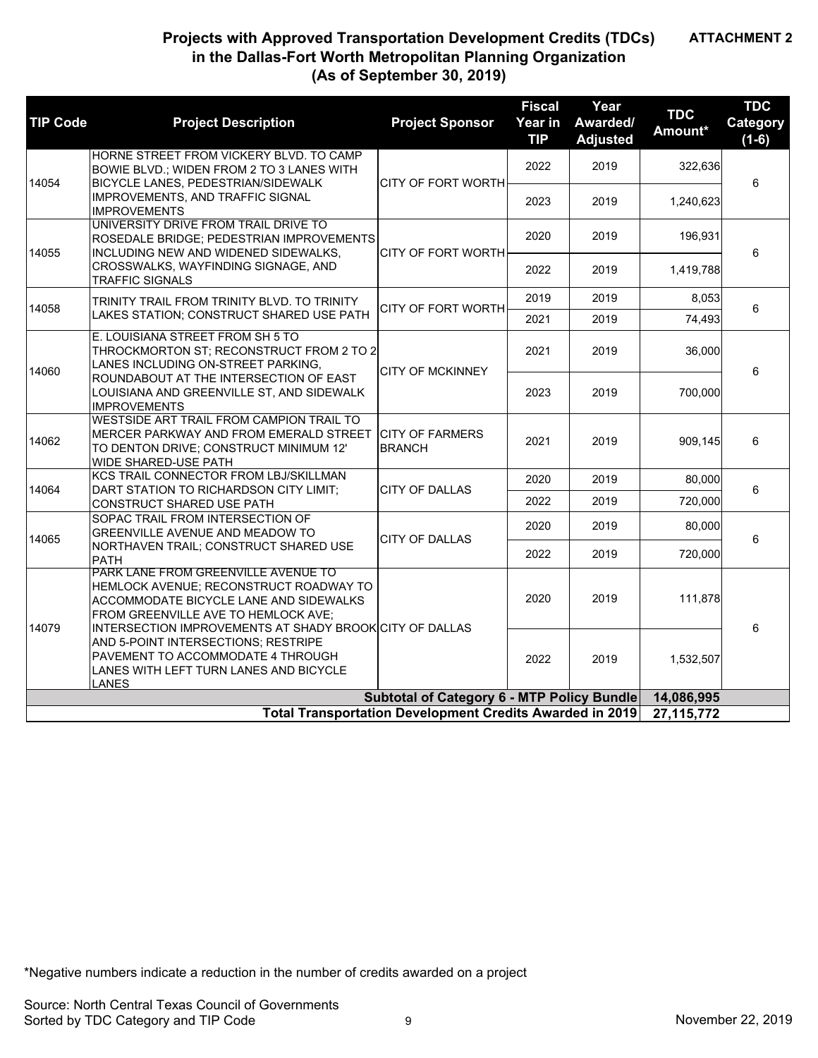**ATTACHMENT 2**

# Projects with Approved Transportation Development Credits (TDCs) in the Dallas-Fort Worth Metropolitan Planning Organization (As of September 30, 2019)

| TIP Code | Project Description | Project Sponsor | Fiscal Year in TIP | Year Awarded/ Adjusted | TDC Amount* | TDC Category (1-6) |
|---|---|---|---|---|---|---|
| 14054 | HORNE STREET FROM VICKERY BLVD. TO CAMP BOWIE BLVD.; WIDEN FROM 2 TO 3 LANES WITH BICYCLE LANES, PEDESTRIAN/SIDEWALK IMPROVEMENTS, AND TRAFFIC SIGNAL IMPROVEMENTS | CITY OF FORT WORTH | 2022 | 2019 | 322,636 | 6 |
| | | | 2023 | 2019 | 1,240,623 | |
| 14055 | UNIVERSITY DRIVE FROM TRAIL DRIVE TO ROSEDALE BRIDGE; PEDESTRIAN IMPROVEMENTS INCLUDING NEW AND WIDENED SIDEWALKS, CROSSWALKS, WAYFINDING SIGNAGE, AND TRAFFIC SIGNALS | CITY OF FORT WORTH | 2020 | 2019 | 196,931 | 6 |
| | | | 2022 | 2019 | 1,419,788 | |
| 14058 | TRINITY TRAIL FROM TRINITY BLVD. TO TRINITY LAKES STATION; CONSTRUCT SHARED USE PATH | CITY OF FORT WORTH | 2019 | 2019 | 8,053 | 6 |
| | | | 2021 | 2019 | 74,493 | |
| 14060 | E. LOUISIANA STREET FROM SH 5 TO THROCKMORTON ST; RECONSTRUCT FROM 2 TO 2 LANES INCLUDING ON-STREET PARKING, ROUNDABOUT AT THE INTERSECTION OF EAST LOUISIANA AND GREENVILLE ST, AND SIDEWALK IMPROVEMENTS | CITY OF MCKINNEY | 2021 | 2019 | 36,000 | 6 |
| | | | 2023 | 2019 | 700,000 | |
| 14062 | WESTSIDE ART TRAIL FROM CAMPION TRAIL TO MERCER PARKWAY AND FROM EMERALD STREET TO DENTON DRIVE; CONSTRUCT MINIMUM 12' WIDE SHARED-USE PATH | CITY OF FARMERS BRANCH | 2021 | 2019 | 909,145 | 6 |
| 14064 | KCS TRAIL CONNECTOR FROM LBJ/SKILLMAN DART STATION TO RICHARDSON CITY LIMIT; CONSTRUCT SHARED USE PATH | CITY OF DALLAS | 2020 | 2019 | 80,000 | 6 |
| | | | 2022 | 2019 | 720,000 | |
| 14065 | SOPAC TRAIL FROM INTERSECTION OF GREENVILLE AVENUE AND MEADOW TO NORTHAVEN TRAIL; CONSTRUCT SHARED USE PATH | CITY OF DALLAS | 2020 | 2019 | 80,000 | 6 |
| | | | 2022 | 2019 | 720,000 | |
| 14079 | PARK LANE FROM GREENVILLE AVENUE TO HEMLOCK AVENUE; RECONSTRUCT ROADWAY TO ACCOMMODATE BICYCLE LANE AND SIDEWALKS FROM GREENVILLE AVE TO HEMLOCK AVE; INTERSECTION IMPROVEMENTS AT SHADY BROOK AND 5-POINT INTERSECTIONS; RESTRIPE PAVEMENT TO ACCOMMODATE 4 THROUGH LANES WITH LEFT TURN LANES AND BICYCLE LANES | CITY OF DALLAS | 2020 | 2019 | 111,878 | 6 |
| | | | 2022 | 2019 | 1,532,507 | |
| | **Subtotal of Category 6 - MTP Policy Bundle** | | | | **14,086,995** | |
| | **Total Transportation Development Credits Awarded in 2019** | | | | **27,115,772** | |

*Negative numbers indicate a reduction in the number of credits awarded on a project

Source: North Central Texas Council of Governments
Sorted by TDC Category and TIP Code

November 22, 2019